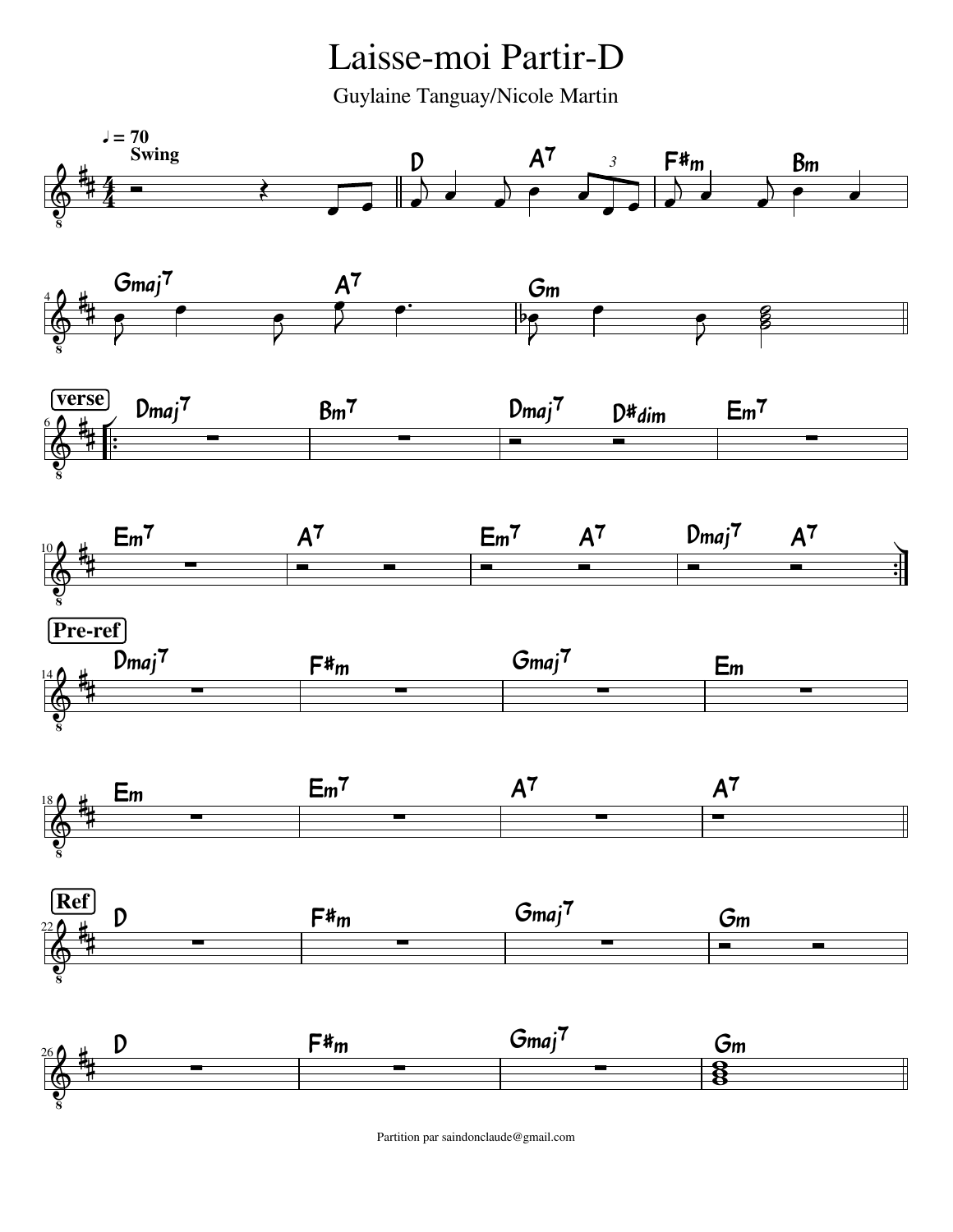# Laisse-moi Partir-D

Guylaine Tanguay/Nicole Martin

♩ = 70
Swing

| D | A7 | F#m | Bm |
|---|---|---|---|

| Gmaj7 | A7 | Gm |
|---|---|---|

**verse**

| Dmaj7 | Bm7 | Dmaj7 D#dim | Em7 |
|---|---|---|---|
| Em7 | A7 | Em7 A7 | Dmaj7 A7 |

**Pre-ref**

| Dmaj7 | F#m | Gmaj7 | Em |
|---|---|---|---|
| Em | Em7 | A7 | A7 |

**Ref**

| D | F#m | Gmaj7 | Gm |
|---|---|---|---|
| D | F#m | Gmaj7 | Gm |

Partition par saindonclaude@gmail.com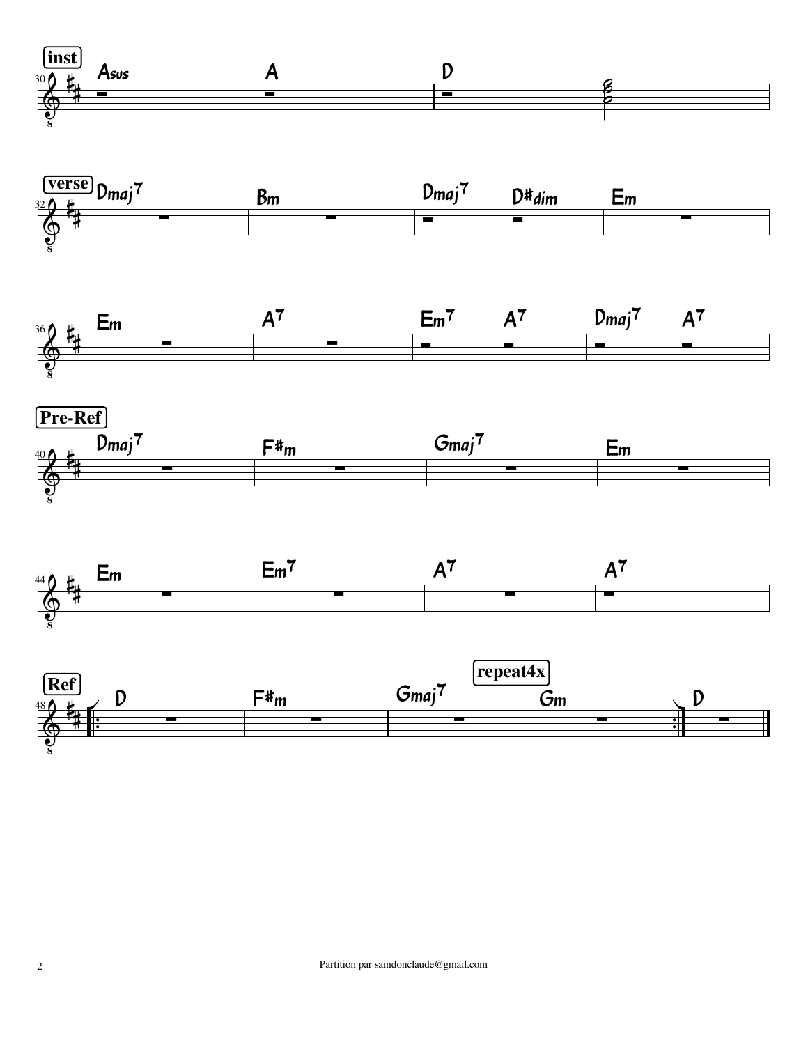**inst**

30 | Asus A | D |

**verse**

32 | Dmaj7 | Bm | Dmaj7 D#dim | Em |

36 | Em | A7 | Em7 A7 | Dmaj7 A7 |

**Pre-Ref**

40 | Dmaj7 | F#m | Gmaj7 | Em |

44 | Em | Em7 | A7 | A7 |

**Ref**

48 |: D | F#m | Gmaj7 | Gm :| D |

**repeat4x**